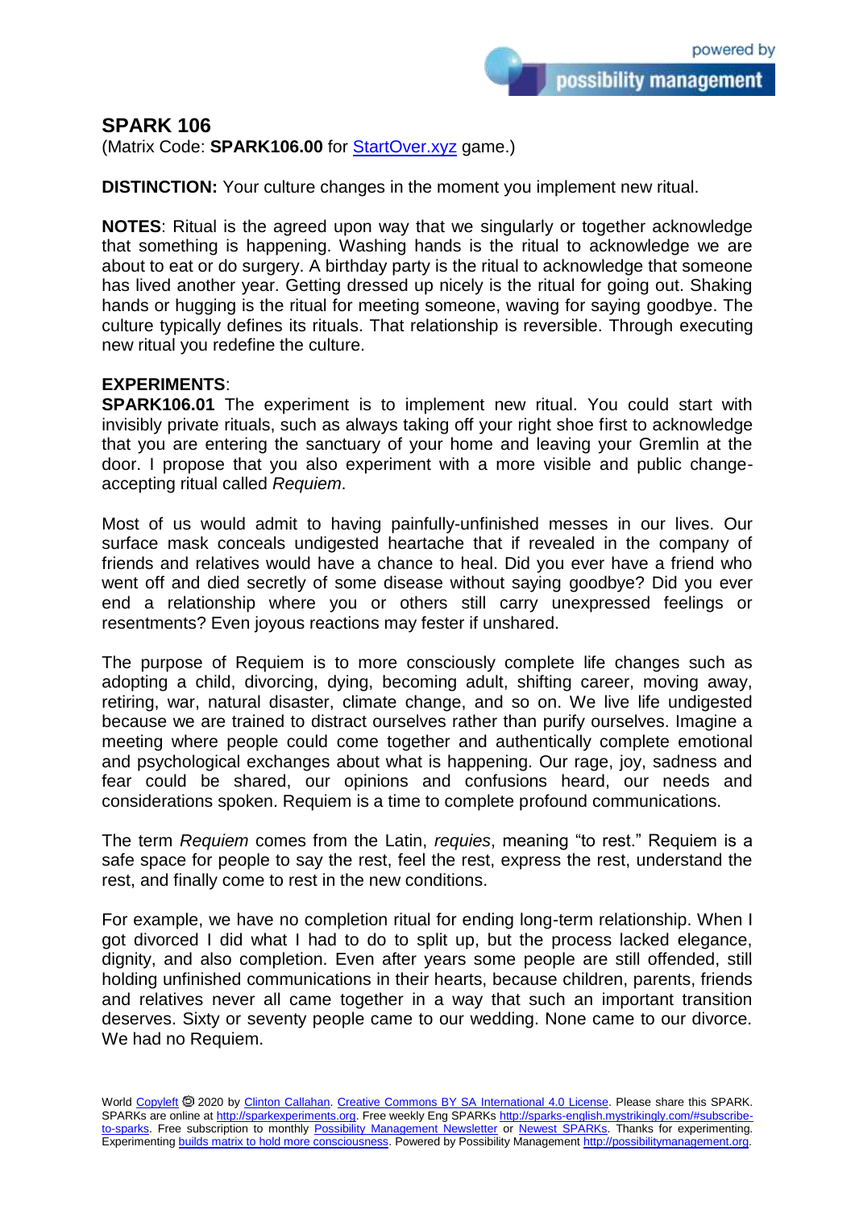## SPARK 106

(Matrix Code: **SPARK106.00** for [StartOver.xyz](StartOver.xyz) game.)

**DISTINCTION:** Your culture changes in the moment you implement new ritual.

**NOTES**: Ritual is the agreed upon way that we singularly or together acknowledge that something is happening. Washing hands is the ritual to acknowledge we are about to eat or do surgery. A birthday party is the ritual to acknowledge that someone has lived another year. Getting dressed up nicely is the ritual for going out. Shaking hands or hugging is the ritual for meeting someone, waving for saying goodbye. The culture typically defines its rituals. That relationship is reversible. Through executing new ritual you redefine the culture.

**EXPERIMENTS**:

**SPARK106.01** The experiment is to implement new ritual. You could start with invisibly private rituals, such as always taking off your right shoe first to acknowledge that you are entering the sanctuary of your home and leaving your Gremlin at the door. I propose that you also experiment with a more visible and public change-accepting ritual called *Requiem*.

Most of us would admit to having painfully-unfinished messes in our lives. Our surface mask conceals undigested heartache that if revealed in the company of friends and relatives would have a chance to heal. Did you ever have a friend who went off and died secretly of some disease without saying goodbye? Did you ever end a relationship where you or others still carry unexpressed feelings or resentments? Even joyous reactions may fester if unshared.

The purpose of Requiem is to more consciously complete life changes such as adopting a child, divorcing, dying, becoming adult, shifting career, moving away, retiring, war, natural disaster, climate change, and so on. We live life undigested because we are trained to distract ourselves rather than purify ourselves. Imagine a meeting where people could come together and authentically complete emotional and psychological exchanges about what is happening. Our rage, joy, sadness and fear could be shared, our opinions and confusions heard, our needs and considerations spoken. Requiem is a time to complete profound communications.

The term *Requiem* comes from the Latin, *requies*, meaning "to rest." Requiem is a safe space for people to say the rest, feel the rest, express the rest, understand the rest, and finally come to rest in the new conditions.

For example, we have no completion ritual for ending long-term relationship. When I got divorced I did what I had to do to split up, but the process lacked elegance, dignity, and also completion. Even after years some people are still offended, still holding unfinished communications in their hearts, because children, parents, friends and relatives never all came together in a way that such an important transition deserves. Sixty or seventy people came to our wedding. None came to our divorce. We had no Requiem.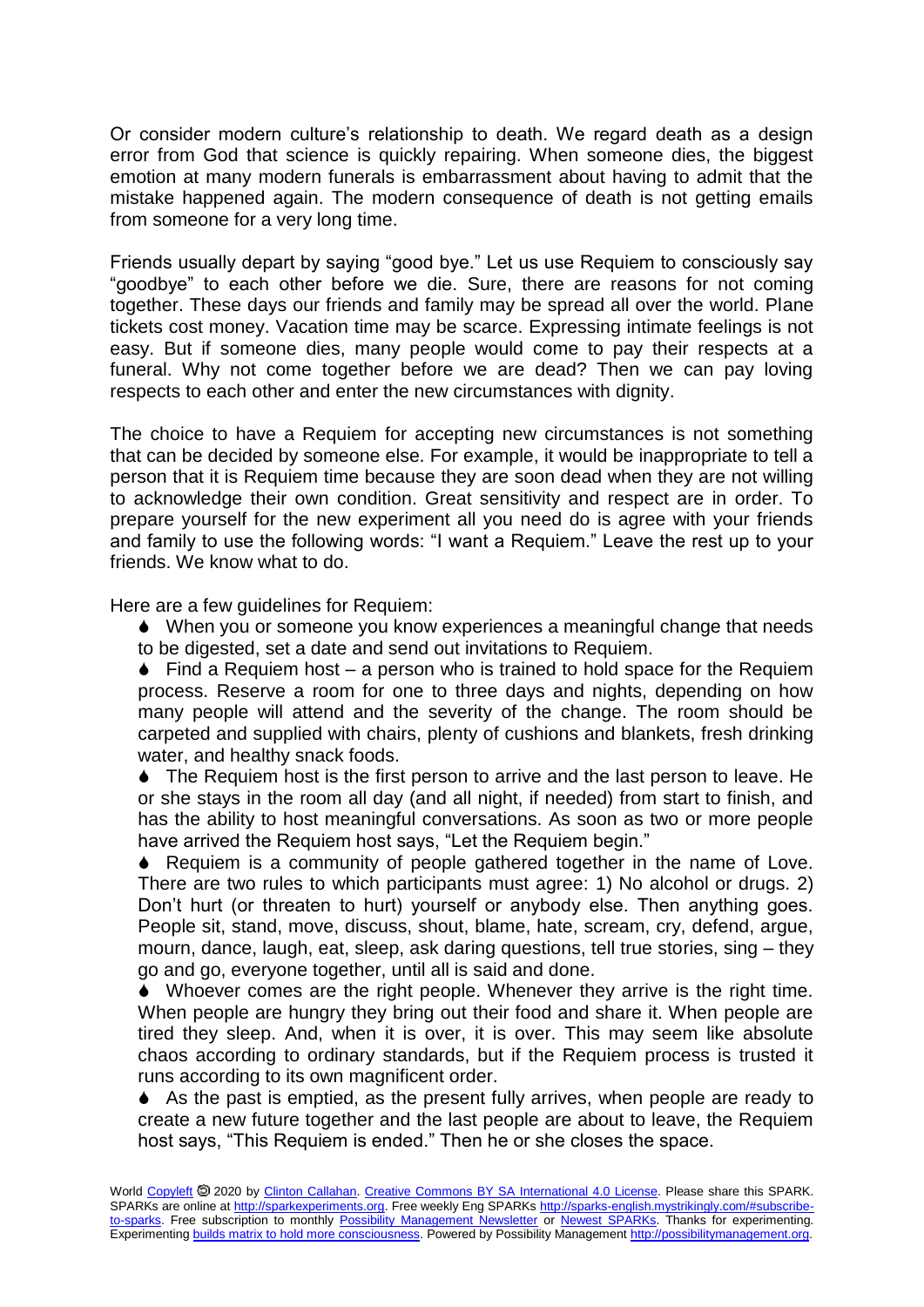Or consider modern culture's relationship to death. We regard death as a design error from God that science is quickly repairing. When someone dies, the biggest emotion at many modern funerals is embarrassment about having to admit that the mistake happened again. The modern consequence of death is not getting emails from someone for a very long time.

Friends usually depart by saying "good bye." Let us use Requiem to consciously say "goodbye" to each other before we die. Sure, there are reasons for not coming together. These days our friends and family may be spread all over the world. Plane tickets cost money. Vacation time may be scarce. Expressing intimate feelings is not easy. But if someone dies, many people would come to pay their respects at a funeral. Why not come together before we are dead? Then we can pay loving respects to each other and enter the new circumstances with dignity.

The choice to have a Requiem for accepting new circumstances is not something that can be decided by someone else. For example, it would be inappropriate to tell a person that it is Requiem time because they are soon dead when they are not willing to acknowledge their own condition. Great sensitivity and respect are in order. To prepare yourself for the new experiment all you need do is agree with your friends and family to use the following words: "I want a Requiem." Leave the rest up to your friends. We know what to do.

Here are a few guidelines for Requiem:

- When you or someone you know experiences a meaningful change that needs to be digested, set a date and send out invitations to Requiem.
- Find a Requiem host – a person who is trained to hold space for the Requiem process. Reserve a room for one to three days and nights, depending on how many people will attend and the severity of the change. The room should be carpeted and supplied with chairs, plenty of cushions and blankets, fresh drinking water, and healthy snack foods.
- The Requiem host is the first person to arrive and the last person to leave. He or she stays in the room all day (and all night, if needed) from start to finish, and has the ability to host meaningful conversations. As soon as two or more people have arrived the Requiem host says, "Let the Requiem begin."
- Requiem is a community of people gathered together in the name of Love. There are two rules to which participants must agree: 1) No alcohol or drugs. 2) Don't hurt (or threaten to hurt) yourself or anybody else. Then anything goes. People sit, stand, move, discuss, shout, blame, hate, scream, cry, defend, argue, mourn, dance, laugh, eat, sleep, ask daring questions, tell true stories, sing – they go and go, everyone together, until all is said and done.
- Whoever comes are the right people. Whenever they arrive is the right time. When people are hungry they bring out their food and share it. When people are tired they sleep. And, when it is over, it is over. This may seem like absolute chaos according to ordinary standards, but if the Requiem process is trusted it runs according to its own magnificent order.
- As the past is emptied, as the present fully arrives, when people are ready to create a new future together and the last people are about to leave, the Requiem host says, "This Requiem is ended." Then he or she closes the space.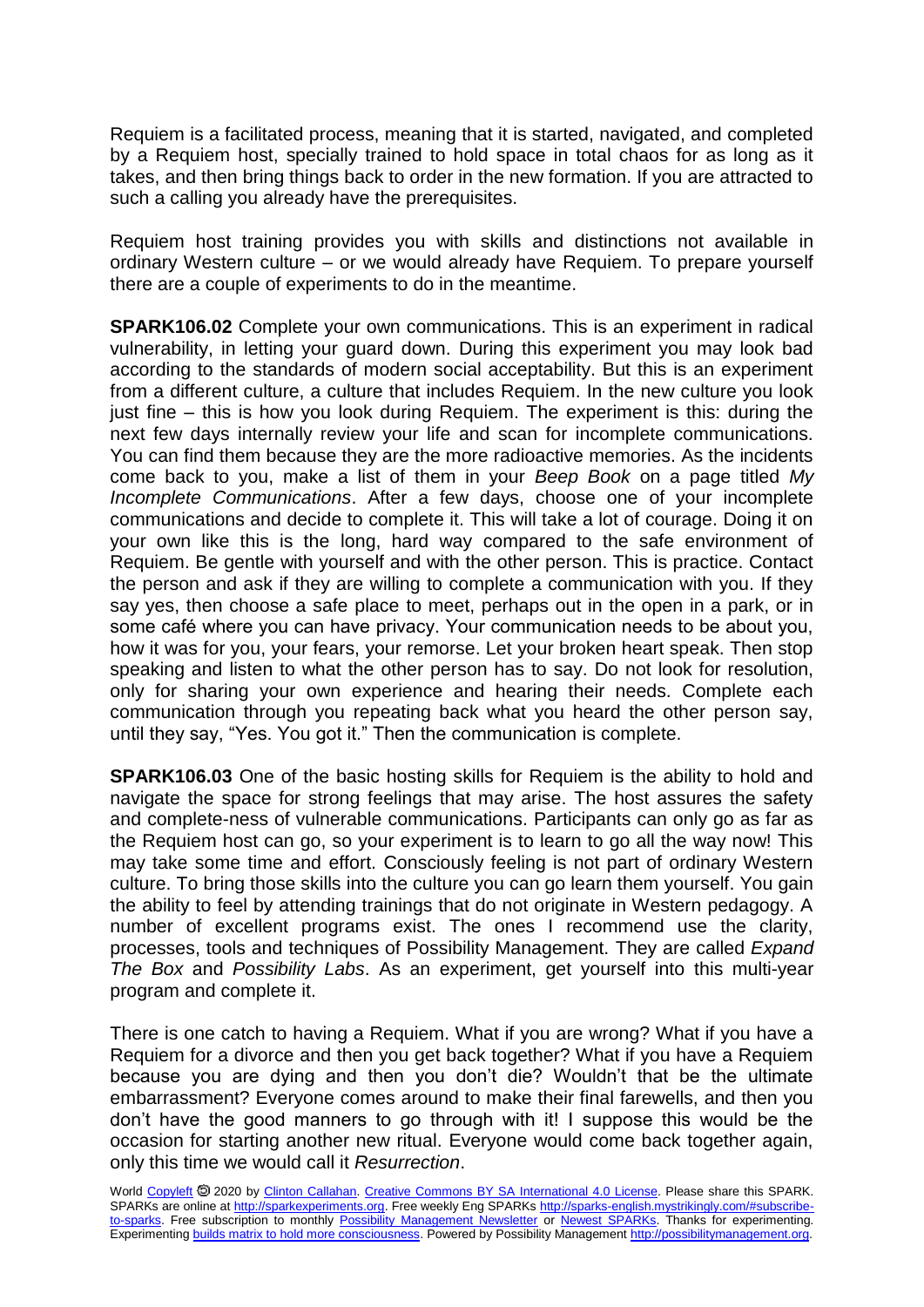Requiem is a facilitated process, meaning that it is started, navigated, and completed by a Requiem host, specially trained to hold space in total chaos for as long as it takes, and then bring things back to order in the new formation. If you are attracted to such a calling you already have the prerequisites.

Requiem host training provides you with skills and distinctions not available in ordinary Western culture – or we would already have Requiem. To prepare yourself there are a couple of experiments to do in the meantime.

**SPARK106.02** Complete your own communications. This is an experiment in radical vulnerability, in letting your guard down. During this experiment you may look bad according to the standards of modern social acceptability. But this is an experiment from a different culture, a culture that includes Requiem. In the new culture you look just fine – this is how you look during Requiem. The experiment is this: during the next few days internally review your life and scan for incomplete communications. You can find them because they are the more radioactive memories. As the incidents come back to you, make a list of them in your *Beep Book* on a page titled *My Incomplete Communications*. After a few days, choose one of your incomplete communications and decide to complete it. This will take a lot of courage. Doing it on your own like this is the long, hard way compared to the safe environment of Requiem. Be gentle with yourself and with the other person. This is practice. Contact the person and ask if they are willing to complete a communication with you. If they say yes, then choose a safe place to meet, perhaps out in the open in a park, or in some café where you can have privacy. Your communication needs to be about you, how it was for you, your fears, your remorse. Let your broken heart speak. Then stop speaking and listen to what the other person has to say. Do not look for resolution, only for sharing your own experience and hearing their needs. Complete each communication through you repeating back what you heard the other person say, until they say, "Yes. You got it." Then the communication is complete.

**SPARK106.03** One of the basic hosting skills for Requiem is the ability to hold and navigate the space for strong feelings that may arise. The host assures the safety and complete-ness of vulnerable communications. Participants can only go as far as the Requiem host can go, so your experiment is to learn to go all the way now! This may take some time and effort. Consciously feeling is not part of ordinary Western culture. To bring those skills into the culture you can go learn them yourself. You gain the ability to feel by attending trainings that do not originate in Western pedagogy. A number of excellent programs exist. The ones I recommend use the clarity, processes, tools and techniques of Possibility Management. They are called *Expand The Box* and *Possibility Labs*. As an experiment, get yourself into this multi-year program and complete it.

There is one catch to having a Requiem. What if you are wrong? What if you have a Requiem for a divorce and then you get back together? What if you have a Requiem because you are dying and then you don't die? Wouldn't that be the ultimate embarrassment? Everyone comes around to make their final farewells, and then you don't have the good manners to go through with it! I suppose this would be the occasion for starting another new ritual. Everyone would come back together again, only this time we would call it *Resurrection*.

World Copyleft 🄯 2020 by Clinton Callahan. Creative Commons BY SA International 4.0 License. Please share this SPARK. SPARKs are online at http://sparkexperiments.org. Free weekly Eng SPARKs http://sparks-english.mystrikingly.com/#subscribe-to-sparks. Free subscription to monthly Possibility Management Newsletter or Newest SPARKs. Thanks for experimenting. Experimenting builds matrix to hold more consciousness. Powered by Possibility Management http://possibilitymanagement.org.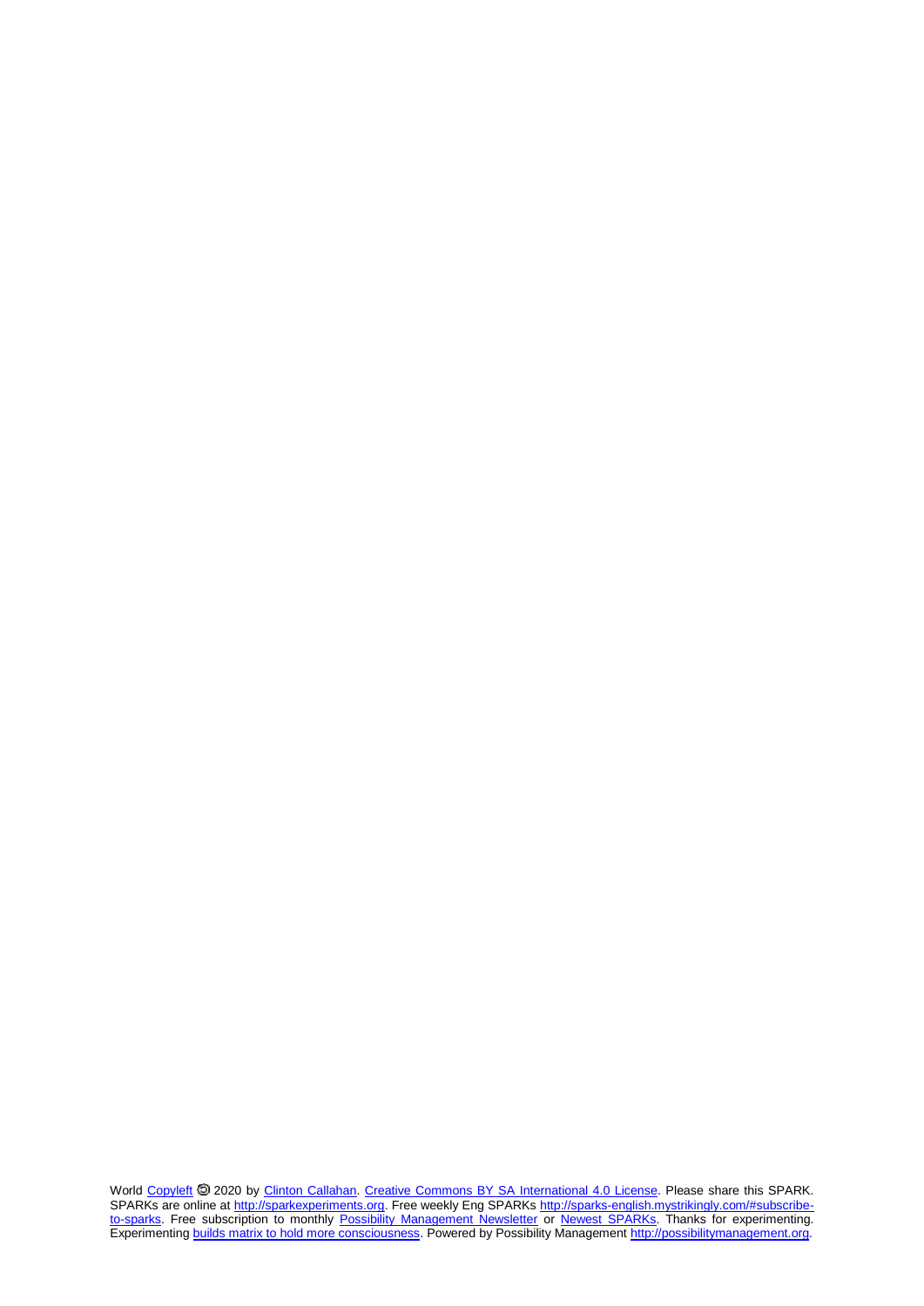World Copyleft 🄯 2020 by Clinton Callahan. Creative Commons BY SA International 4.0 License. Please share this SPARK. SPARKs are online at http://sparkexperiments.org. Free weekly Eng SPARKs http://sparks-english.mystrikingly.com/#subscribe-to-sparks. Free subscription to monthly Possibility Management Newsletter or Newest SPARKs. Thanks for experimenting. Experimenting builds matrix to hold more consciousness. Powered by Possibility Management http://possibilitymanagement.org.